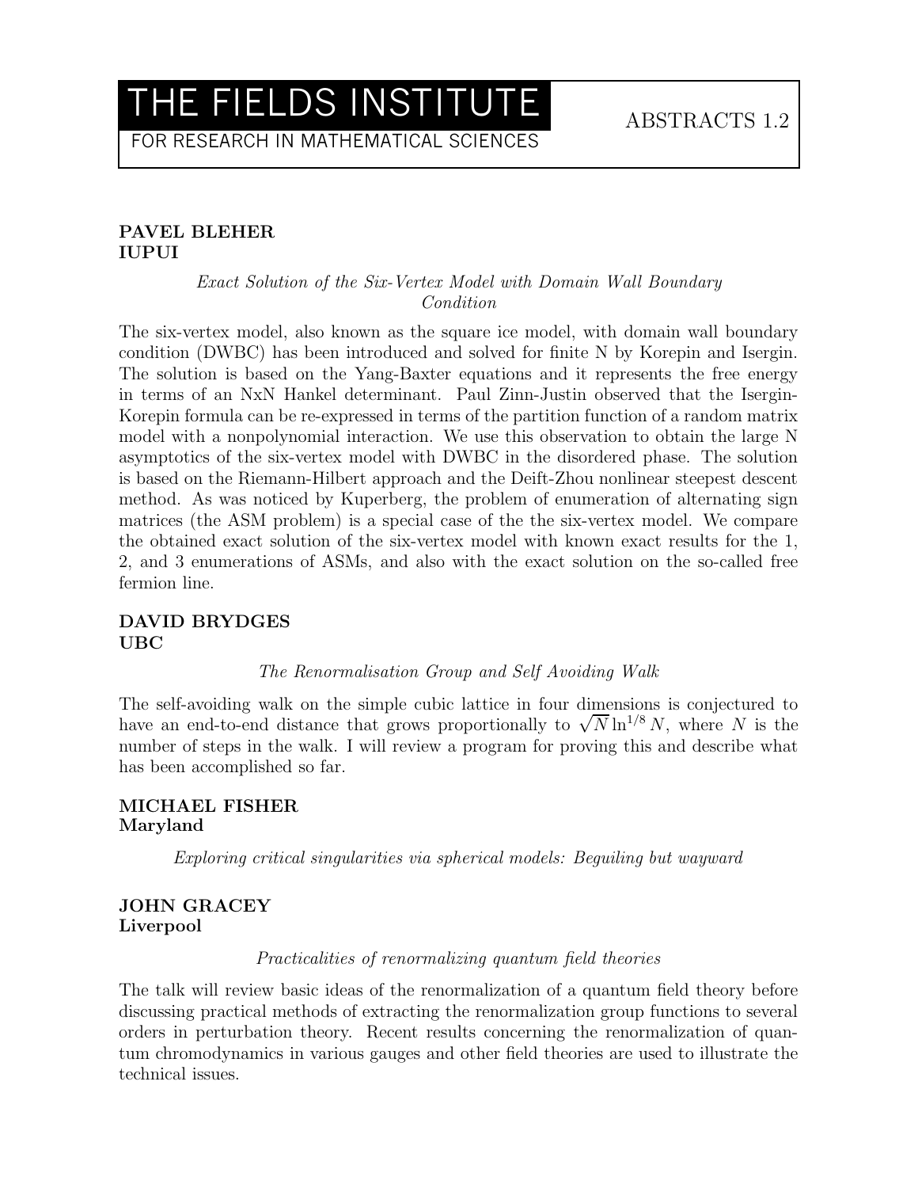# THE FIELDS INSTITUTE

FOR RESEARCH IN MATHEMATICAL SCIENCES

ABSTRACTS 1.2

**PAVEL BLEHER**
**IUPUI**

*Exact Solution of the Six-Vertex Model with Domain Wall Boundary Condition*

The six-vertex model, also known as the square ice model, with domain wall boundary condition (DWBC) has been introduced and solved for finite N by Korepin and Isergin. The solution is based on the Yang-Baxter equations and it represents the free energy in terms of an NxN Hankel determinant. Paul Zinn-Justin observed that the Isergin-Korepin formula can be re-expressed in terms of the partition function of a random matrix model with a nonpolynomial interaction. We use this observation to obtain the large N asymptotics of the six-vertex model with DWBC in the disordered phase. The solution is based on the Riemann-Hilbert approach and the Deift-Zhou nonlinear steepest descent method. As was noticed by Kuperberg, the problem of enumeration of alternating sign matrices (the ASM problem) is a special case of the the six-vertex model. We compare the obtained exact solution of the six-vertex model with known exact results for the 1, 2, and 3 enumerations of ASMs, and also with the exact solution on the so-called free fermion line.

**DAVID BRYDGES**
**UBC**

*The Renormalisation Group and Self Avoiding Walk*

The self-avoiding walk on the simple cubic lattice in four dimensions is conjectured to have an end-to-end distance that grows proportionally to $\sqrt{N}\ln^{1/8} N$, where $N$ is the number of steps in the walk. I will review a program for proving this and describe what has been accomplished so far.

**MICHAEL FISHER**
**Maryland**

*Exploring critical singularities via spherical models: Beguiling but wayward*

**JOHN GRACEY**
**Liverpool**

*Practicalities of renormalizing quantum field theories*

The talk will review basic ideas of the renormalization of a quantum field theory before discussing practical methods of extracting the renormalization group functions to several orders in perturbation theory. Recent results concerning the renormalization of quantum chromodynamics in various gauges and other field theories are used to illustrate the technical issues.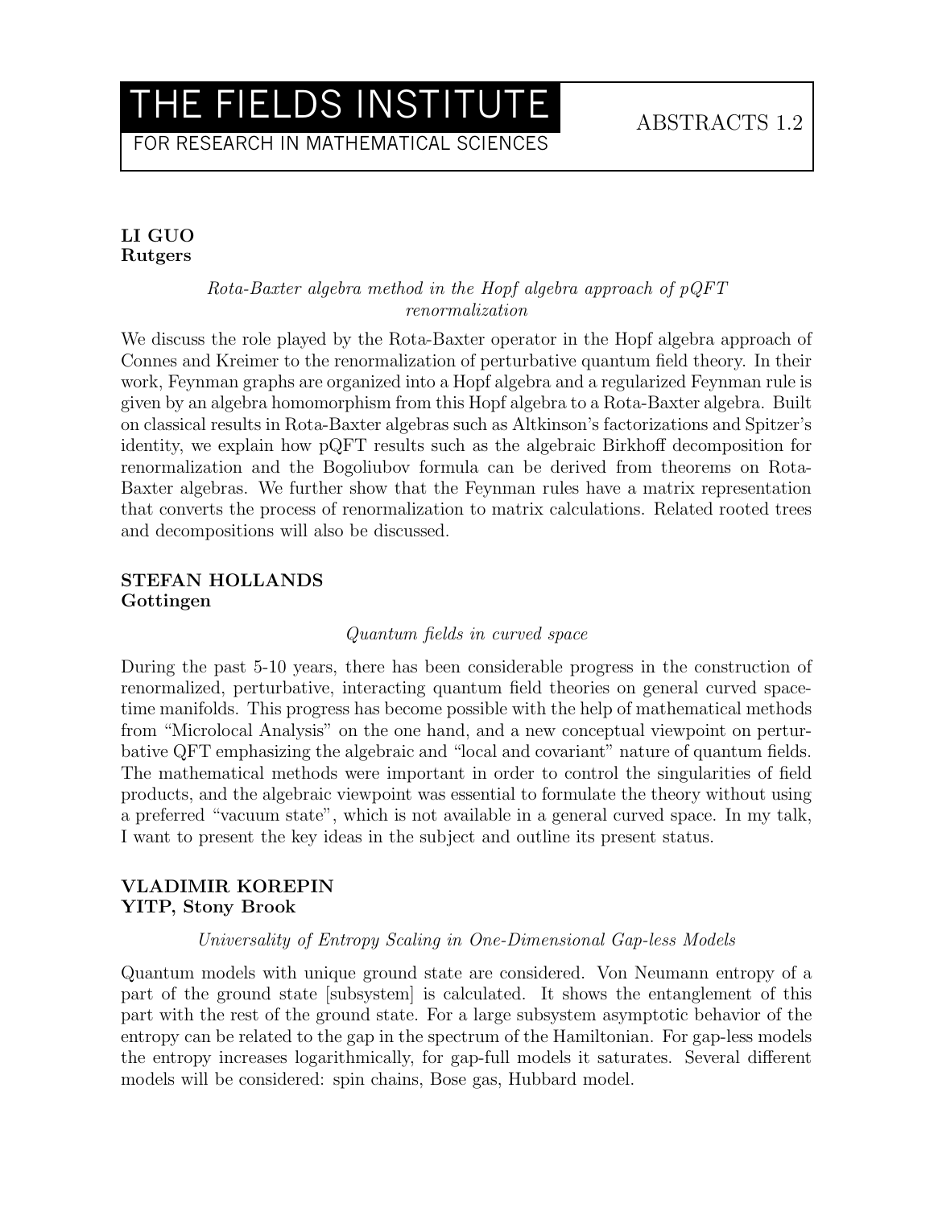**LI GUO**
**Rutgers**

*Rota-Baxter algebra method in the Hopf algebra approach of pQFT renormalization*

We discuss the role played by the Rota-Baxter operator in the Hopf algebra approach of Connes and Kreimer to the renormalization of perturbative quantum field theory. In their work, Feynman graphs are organized into a Hopf algebra and a regularized Feynman rule is given by an algebra homomorphism from this Hopf algebra to a Rota-Baxter algebra. Built on classical results in Rota-Baxter algebras such as Altkinson's factorizations and Spitzer's identity, we explain how pQFT results such as the algebraic Birkhoff decomposition for renormalization and the Bogoliubov formula can be derived from theorems on Rota-Baxter algebras. We further show that the Feynman rules have a matrix representation that converts the process of renormalization to matrix calculations. Related rooted trees and decompositions will also be discussed.

**STEFAN HOLLANDS**
**Gottingen**

*Quantum fields in curved space*

During the past 5-10 years, there has been considerable progress in the construction of renormalized, perturbative, interacting quantum field theories on general curved space-time manifolds. This progress has become possible with the help of mathematical methods from "Microlocal Analysis" on the one hand, and a new conceptual viewpoint on perturbative QFT emphasizing the algebraic and "local and covariant" nature of quantum fields. The mathematical methods were important in order to control the singularities of field products, and the algebraic viewpoint was essential to formulate the theory without using a preferred "vacuum state", which is not available in a general curved space. In my talk, I want to present the key ideas in the subject and outline its present status.

**VLADIMIR KOREPIN**
**YITP, Stony Brook**

*Universality of Entropy Scaling in One-Dimensional Gap-less Models*

Quantum models with unique ground state are considered. Von Neumann entropy of a part of the ground state [subsystem] is calculated. It shows the entanglement of this part with the rest of the ground state. For a large subsystem asymptotic behavior of the entropy can be related to the gap in the spectrum of the Hamiltonian. For gap-less models the entropy increases logarithmically, for gap-full models it saturates. Several different models will be considered: spin chains, Bose gas, Hubbard model.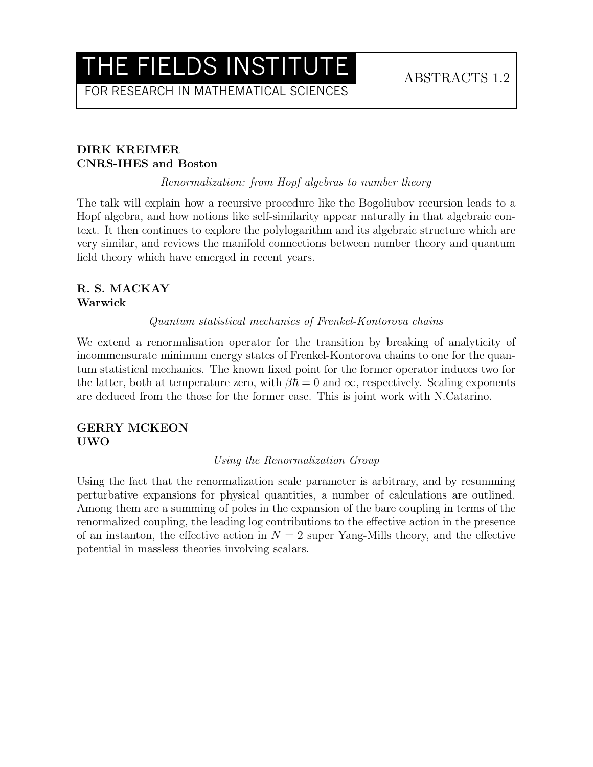**DIRK KREIMER**
**CNRS-IHES and Boston**

*Renormalization: from Hopf algebras to number theory*

The talk will explain how a recursive procedure like the Bogoliubov recursion leads to a Hopf algebra, and how notions like self-similarity appear naturally in that algebraic context. It then continues to explore the polylogarithm and its algebraic structure which are very similar, and reviews the manifold connections between number theory and quantum field theory which have emerged in recent years.

**R. S. MACKAY**
**Warwick**

*Quantum statistical mechanics of Frenkel-Kontorova chains*

We extend a renormalisation operator for the transition by breaking of analyticity of incommensurate minimum energy states of Frenkel-Kontorova chains to one for the quantum statistical mechanics. The known fixed point for the former operator induces two for the latter, both at temperature zero, with $\beta\hbar = 0$ and $\infty$, respectively. Scaling exponents are deduced from the those for the former case. This is joint work with N.Catarino.

**GERRY MCKEON**
**UWO**

*Using the Renormalization Group*

Using the fact that the renormalization scale parameter is arbitrary, and by resumming perturbative expansions for physical quantities, a number of calculations are outlined. Among them are a summing of poles in the expansion of the bare coupling in terms of the renormalized coupling, the leading log contributions to the effective action in the presence of an instanton, the effective action in $N = 2$ super Yang-Mills theory, and the effective potential in massless theories involving scalars.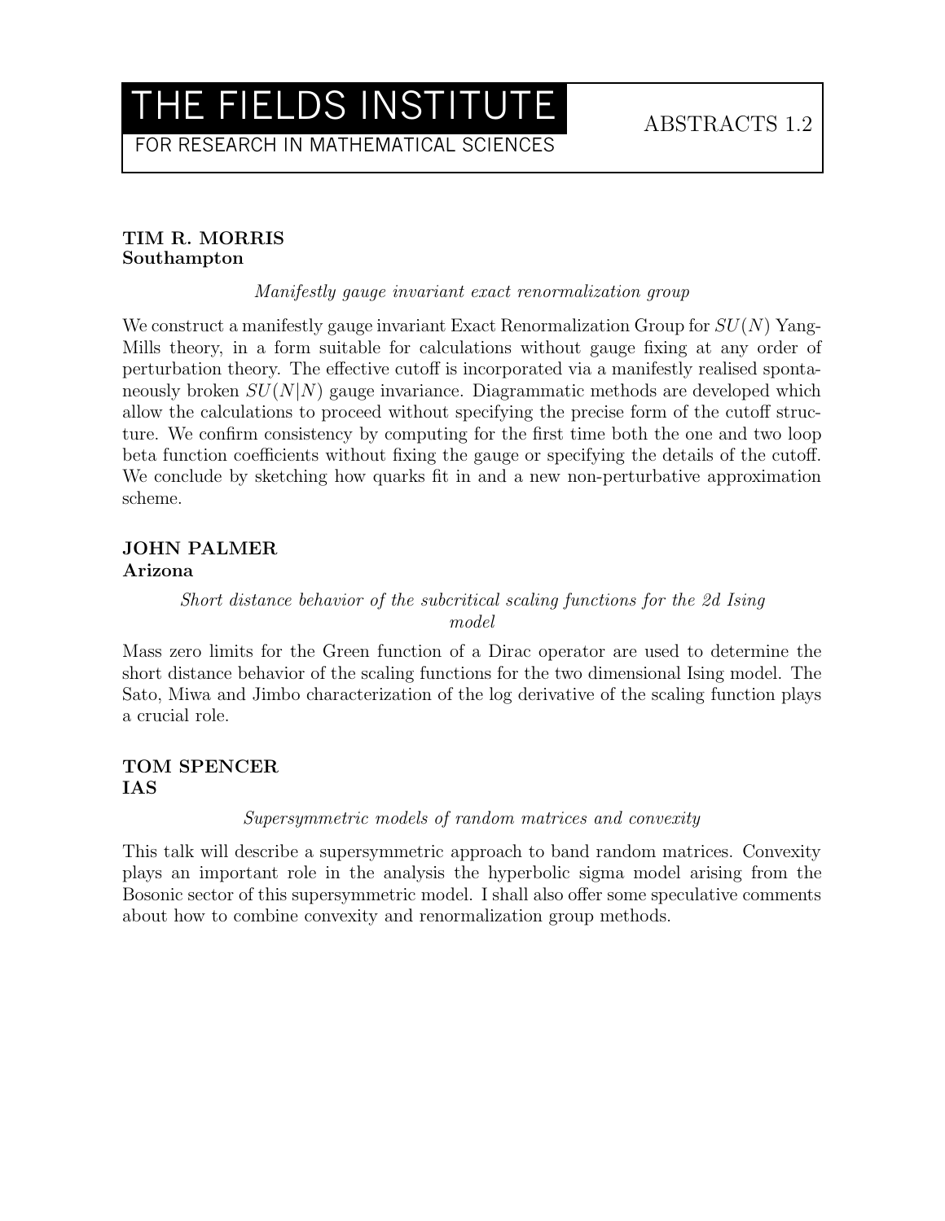**TIM R. MORRIS**
**Southampton**

*Manifestly gauge invariant exact renormalization group*

We construct a manifestly gauge invariant Exact Renormalization Group for $SU(N)$ Yang-Mills theory, in a form suitable for calculations without gauge fixing at any order of perturbation theory. The effective cutoff is incorporated via a manifestly realised spontaneously broken $SU(N|N)$ gauge invariance. Diagrammatic methods are developed which allow the calculations to proceed without specifying the precise form of the cutoff structure. We confirm consistency by computing for the first time both the one and two loop beta function coefficients without fixing the gauge or specifying the details of the cutoff. We conclude by sketching how quarks fit in and a new non-perturbative approximation scheme.

**JOHN PALMER**
**Arizona**

*Short distance behavior of the subcritical scaling functions for the 2d Ising model*

Mass zero limits for the Green function of a Dirac operator are used to determine the short distance behavior of the scaling functions for the two dimensional Ising model. The Sato, Miwa and Jimbo characterization of the log derivative of the scaling function plays a crucial role.

**TOM SPENCER**
**IAS**

*Supersymmetric models of random matrices and convexity*

This talk will describe a supersymmetric approach to band random matrices. Convexity plays an important role in the analysis the hyperbolic sigma model arising from the Bosonic sector of this supersymmetric model. I shall also offer some speculative comments about how to combine convexity and renormalization group methods.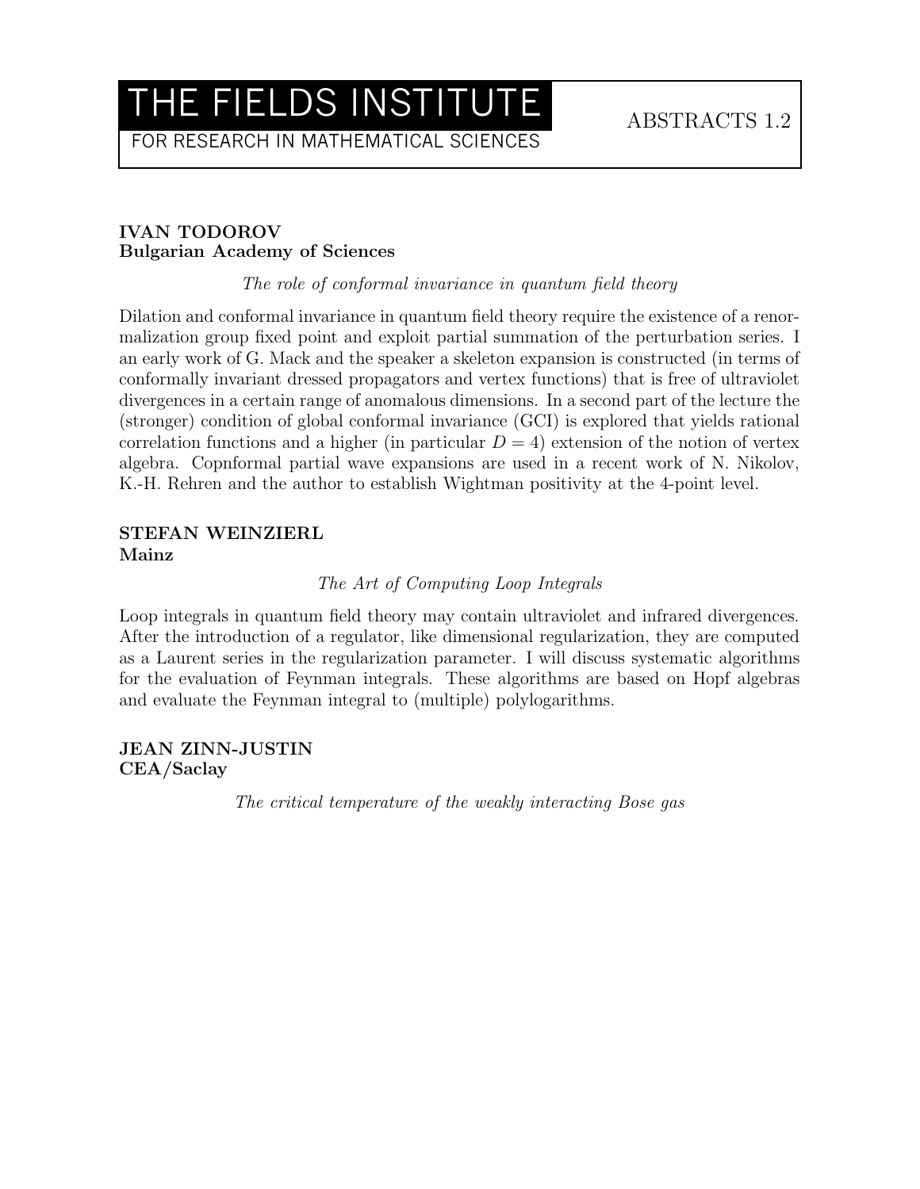# THE FIELDS INSTITUTE

FOR RESEARCH IN MATHEMATICAL SCIENCES

ABSTRACTS 1.2

**IVAN TODOROV**
**Bulgarian Academy of Sciences**

*The role of conformal invariance in quantum field theory*

Dilation and conformal invariance in quantum field theory require the existence of a renormalization group fixed point and exploit partial summation of the perturbation series. I an early work of G. Mack and the speaker a skeleton expansion is constructed (in terms of conformally invariant dressed propagators and vertex functions) that is free of ultraviolet divergences in a certain range of anomalous dimensions. In a second part of the lecture the (stronger) condition of global conformal invariance (GCI) is explored that yields rational correlation functions and a higher (in particular $D = 4$) extension of the notion of vertex algebra. Copnformal partial wave expansions are used in a recent work of N. Nikolov, K.-H. Rehren and the author to establish Wightman positivity at the 4-point level.

**STEFAN WEINZIERL**
**Mainz**

*The Art of Computing Loop Integrals*

Loop integrals in quantum field theory may contain ultraviolet and infrared divergences. After the introduction of a regulator, like dimensional regularization, they are computed as a Laurent series in the regularization parameter. I will discuss systematic algorithms for the evaluation of Feynman integrals. These algorithms are based on Hopf algebras and evaluate the Feynman integral to (multiple) polylogarithms.

**JEAN ZINN-JUSTIN**
**CEA/Saclay**

*The critical temperature of the weakly interacting Bose gas*